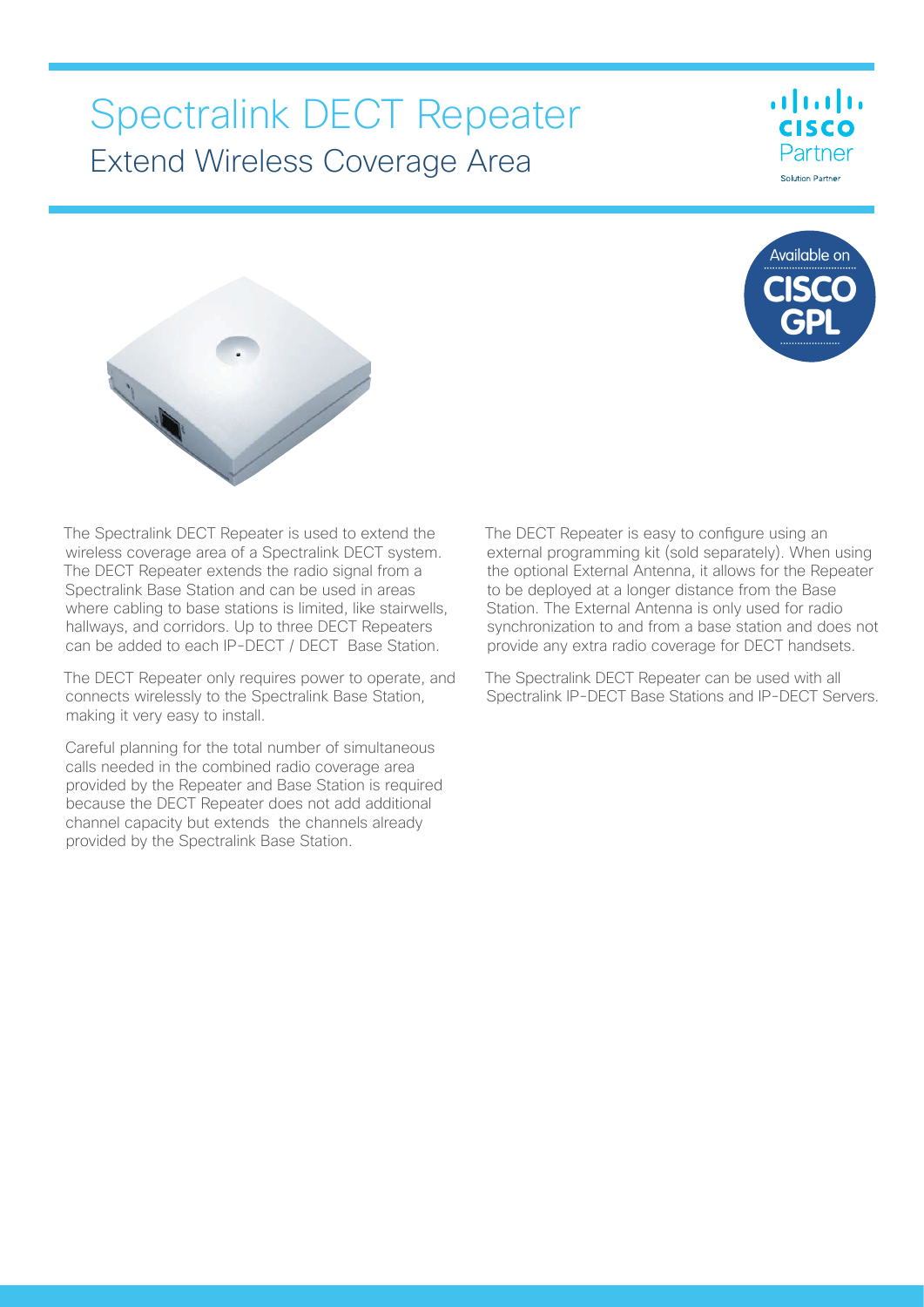# Spectralink DECT Repeater

## Extend Wireless Coverage Area

cisco Partner
Solution Partner

Available on CISCO GPL

The Spectralink DECT Repeater is used to extend the wireless coverage area of a Spectralink DECT system. The DECT Repeater extends the radio signal from a Spectralink Base Station and can be used in areas where cabling to base stations is limited, like stairwells, hallways, and corridors. Up to three DECT Repeaters can be added to each IP-DECT / DECT Base Station.

The DECT Repeater only requires power to operate, and connects wirelessly to the Spectralink Base Station, making it very easy to install.

Careful planning for the total number of simultaneous calls needed in the combined radio coverage area provided by the Repeater and Base Station is required because the DECT Repeater does not add additional channel capacity but extends the channels already provided by the Spectralink Base Station.

The DECT Repeater is easy to configure using an external programming kit (sold separately). When using the optional External Antenna, it allows for the Repeater to be deployed at a longer distance from the Base Station. The External Antenna is only used for radio synchronization to and from a base station and does not provide any extra radio coverage for DECT handsets.

The Spectralink DECT Repeater can be used with all Spectralink IP-DECT Base Stations and IP-DECT Servers.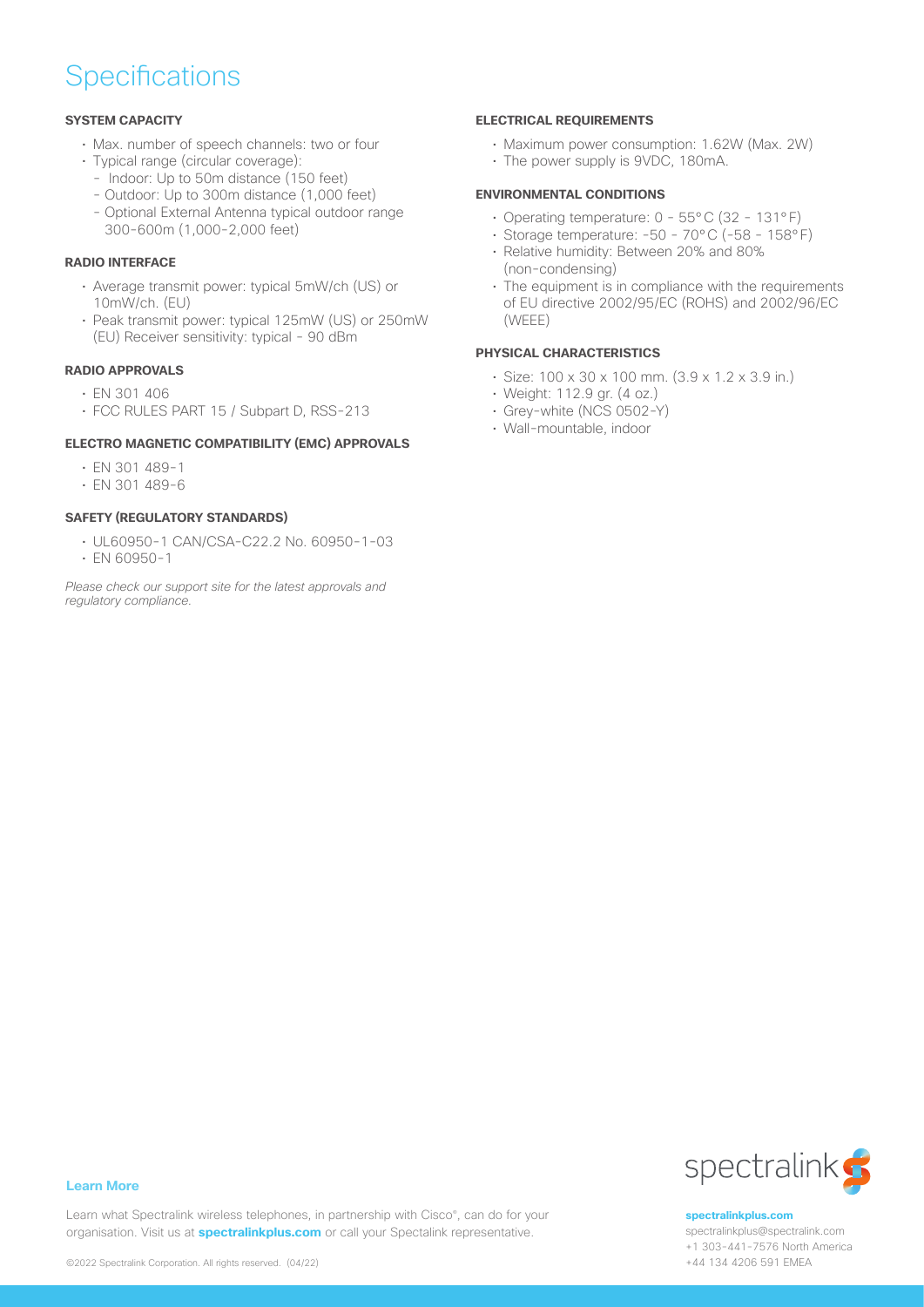# Specifications

### SYSTEM CAPACITY

- Max. number of speech channels: two or four
- Typical range (circular coverage):
  - Indoor: Up to 50m distance (150 feet)
  - Outdoor: Up to 300m distance (1,000 feet)
  - Optional External Antenna typical outdoor range 300-600m (1,000-2,000 feet)

### RADIO INTERFACE

- Average transmit power: typical 5mW/ch (US) or 10mW/ch. (EU)
- Peak transmit power: typical 125mW (US) or 250mW (EU) Receiver sensitivity: typical - 90 dBm

### RADIO APPROVALS

- EN 301 406
- FCC RULES PART 15 / Subpart D, RSS-213

### ELECTRO MAGNETIC COMPATIBILITY (EMC) APPROVALS

- EN 301 489-1
- EN 301 489-6

### SAFETY (REGULATORY STANDARDS)

- UL60950-1 CAN/CSA-C22.2 No. 60950-1-03
- EN 60950-1

*Please check our support site for the latest approvals and regulatory compliance.*

### ELECTRICAL REQUIREMENTS

- Maximum power consumption: 1.62W (Max. 2W)
- The power supply is 9VDC, 180mA.

### ENVIRONMENTAL CONDITIONS

- Operating temperature: 0 - 55°C (32 - 131°F)
- Storage temperature: -50 - 70°C (-58 - 158°F)
- Relative humidity: Between 20% and 80% (non-condensing)
- The equipment is in compliance with the requirements of EU directive 2002/95/EC (ROHS) and 2002/96/EC (WEEE)

### PHYSICAL CHARACTERISTICS

- Size: 100 x 30 x 100 mm. (3.9 x 1.2 x 3.9 in.)
- Weight: 112.9 gr. (4 oz.)
- Grey-white (NCS 0502-Y)
- Wall-mountable, indoor

**Learn More**

Learn what Spectralink wireless telephones, in partnership with Cisco®, can do for your organisation. Visit us at **spectralinkplus.com** or call your Spectalink representative.

©2022 Spectralink Corporation. All rights reserved. (04/22)

**spectralinkplus.com**
spectralinkplus@spectralink.com
+1 303-441-7576 North America
+44 134 4206 591 EMEA